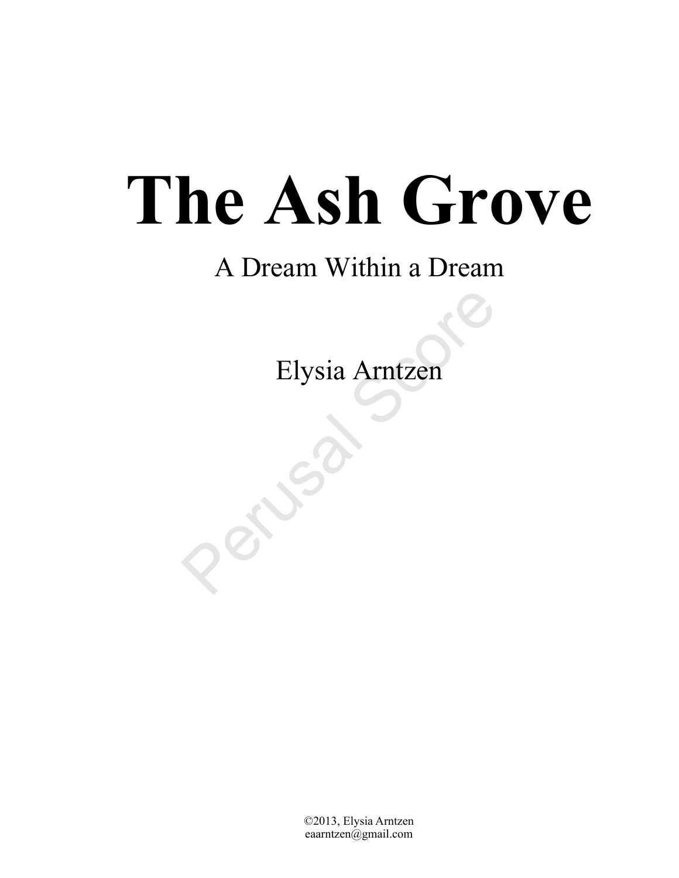# The Ash Grove

A Dream Within a Dream

Elysia Arntzen

Perusal Score

©2013, Elysia Arntzen
eaarntzen@gmail.com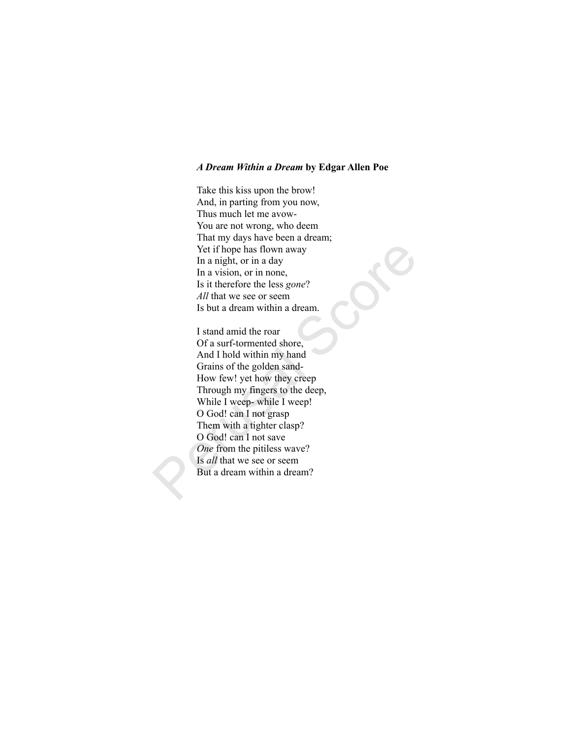***A Dream Within a Dream* by Edgar Allen Poe**

Take this kiss upon the brow!
And, in parting from you now,
Thus much let me avow-
You are not wrong, who deem
That my days have been a dream;
Yet if hope has flown away
In a night, or in a day
In a vision, or in none,
Is it therefore the less *gone*?
*All* that we see or seem
Is but a dream within a dream.

I stand amid the roar
Of a surf-tormented shore,
And I hold within my hand
Grains of the golden sand-
How few! yet how they creep
Through my fingers to the deep,
While I weep- while I weep!
O God! can I not grasp
Them with a tighter clasp?
O God! can I not save
*One* from the pitiless wave?
Is *all* that we see or seem
But a dream within a dream?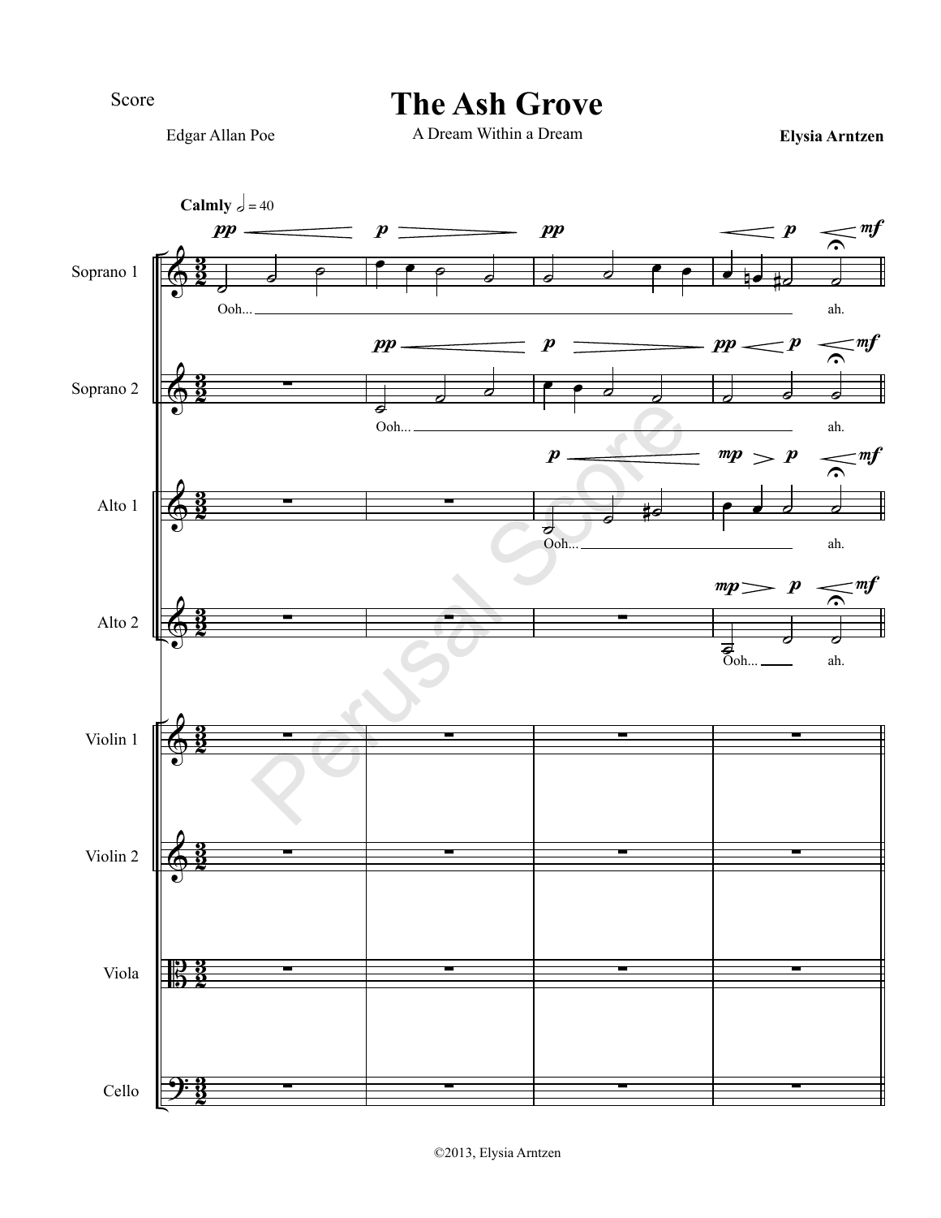Score

# The Ash Grove

Edgar Allan Poe

A Dream Within a Dream

**Elysia Arntzen**

**Calmly** 𝅗𝅥 = 40

Soprano 1

Ooh... ah.

Soprano 2

Ooh... ah.

Alto 1

Ooh... ah.

Alto 2

Ooh... ah.

Violin 1

Violin 2

Viola

Cello

Perusal Score

©2013, Elysia Arntzen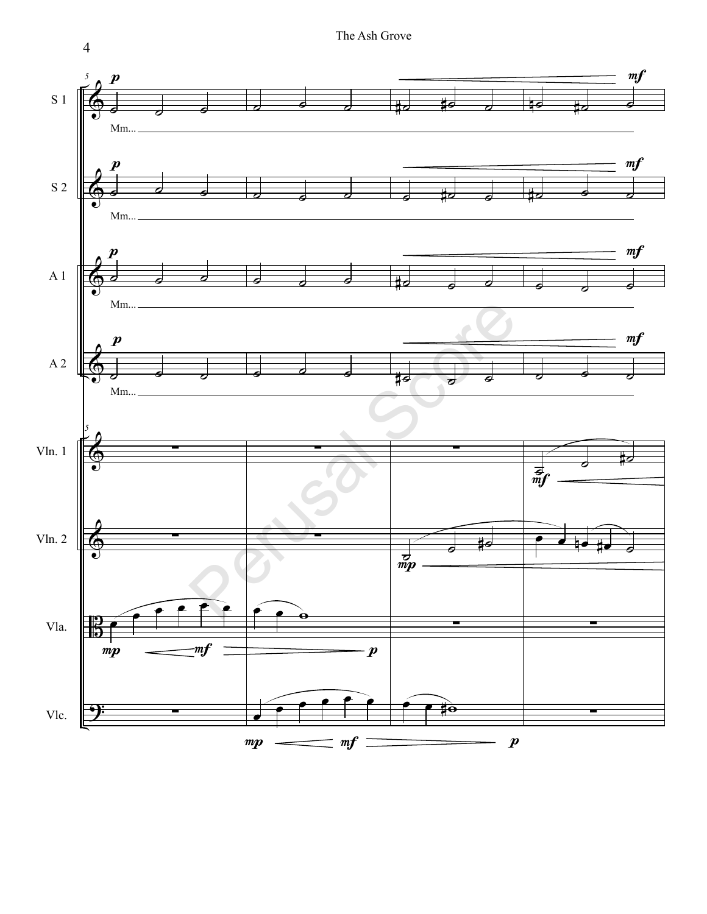S 1

Mm...

S 2

Mm...

A 1

Mm...

A 2

Mm...

Vln. 1

Vln. 2

Vla.

Vlc.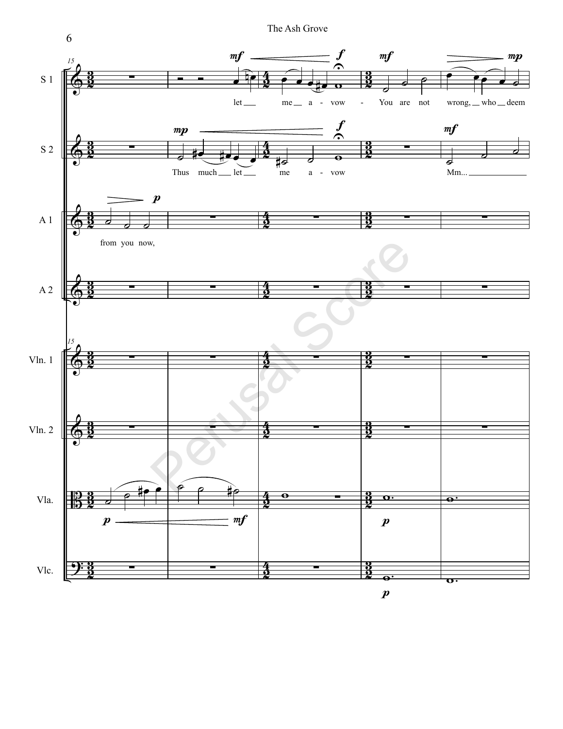S 1: let ___ me ___ a - vow - You are not wrong, ___ who ___ deem

S 2: Thus much ___ let ___ me a - vow Mm...

A 1: from you now,

A 2

Vln. 1

Vln. 2

Vla.

Vlc.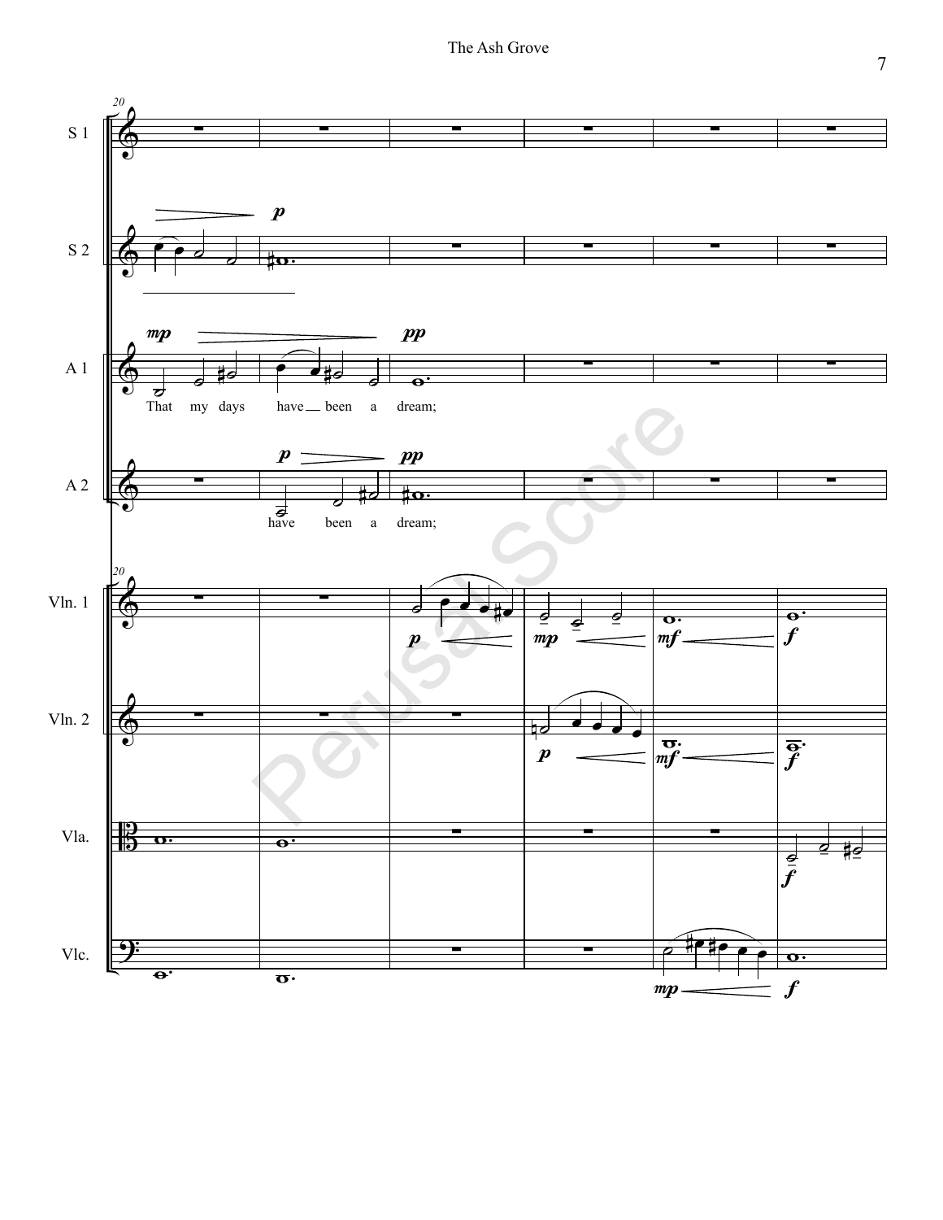S 1

S 2

A 1

That my days have been a dream;

A 2

have been a dream;

Vln. 1

Vln. 2

Vla.

Vlc.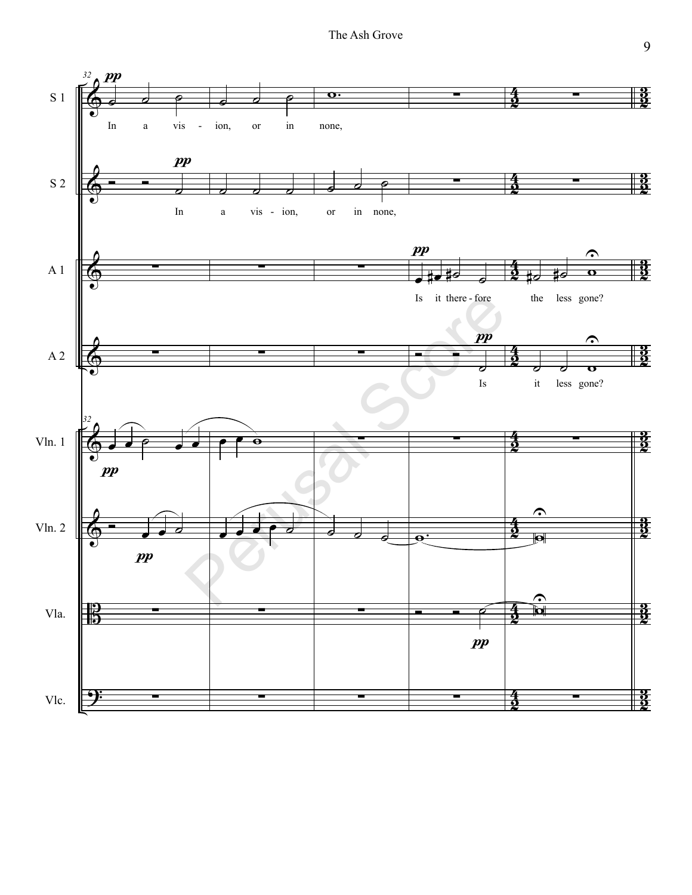S 1: *pp* In a vis - ion, or in none,

S 2: *pp* In a vis - ion, or in none,

A 1: *pp* Is it there - fore the less gone?

A 2: *pp* Is it less gone?

Vln. 1: *pp*

Vln. 2: *pp*

Vla.: *pp*

Vlc.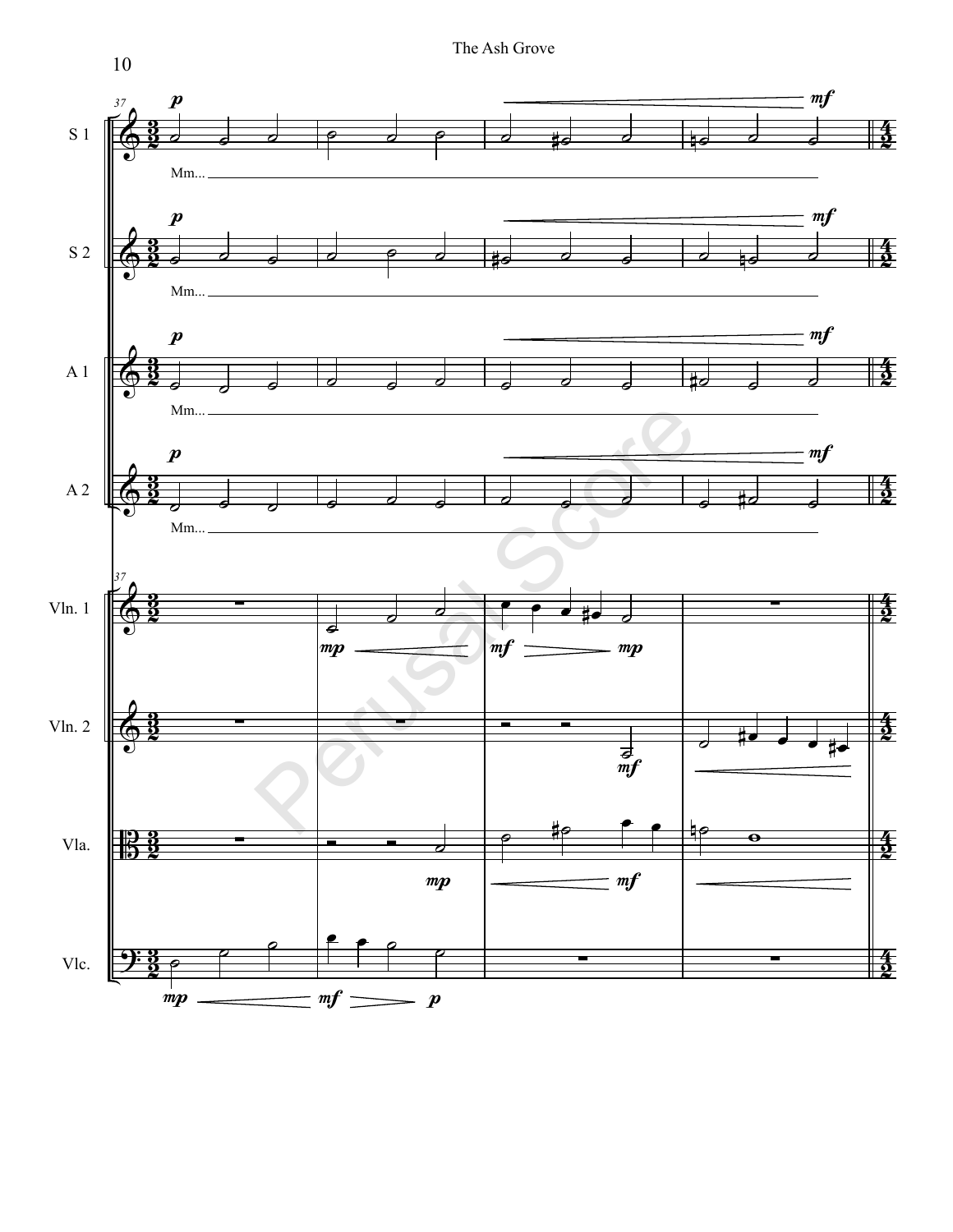S 1 — Mm...

S 2 — Mm...

A 1 — Mm...

A 2 — Mm...

Vln. 1

Vln. 2

Vla.

Vlc.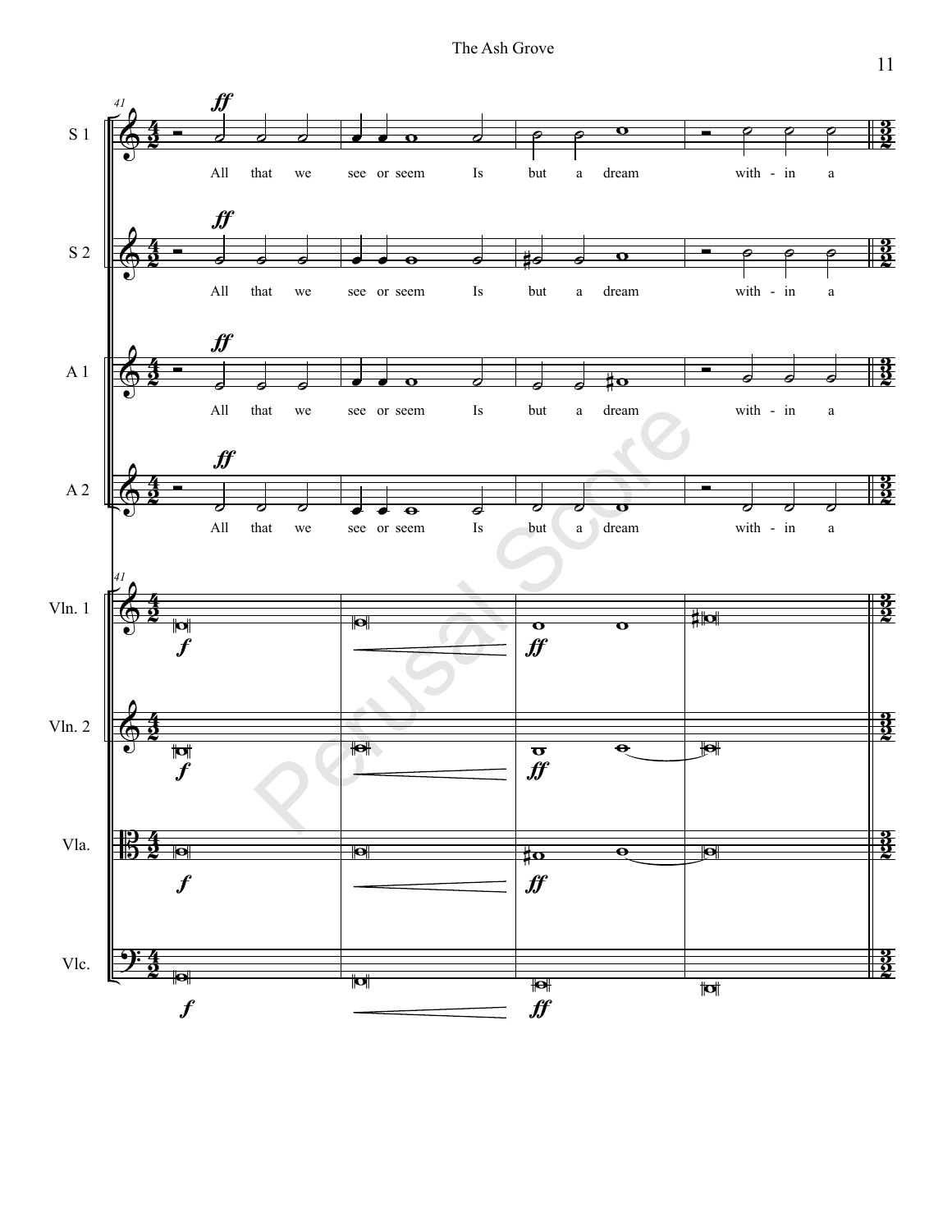All that we see or seem Is but a dream with - in a

All that we see or seem Is but a dream with - in a

All that we see or seem Is but a dream with - in a

All that we see or seem Is but a dream with - in a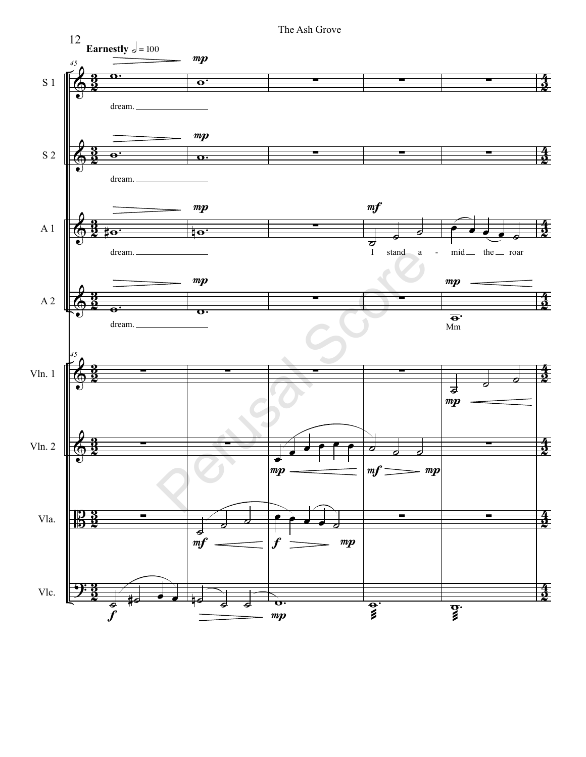**Earnestly** 𝅗𝅥 = 100

S 1: dream.

S 2: dream.

A 1: dream. I stand a - mid the roar

A 2: dream. Mm

Vln. 1

Vln. 2

Vla.

Vlc.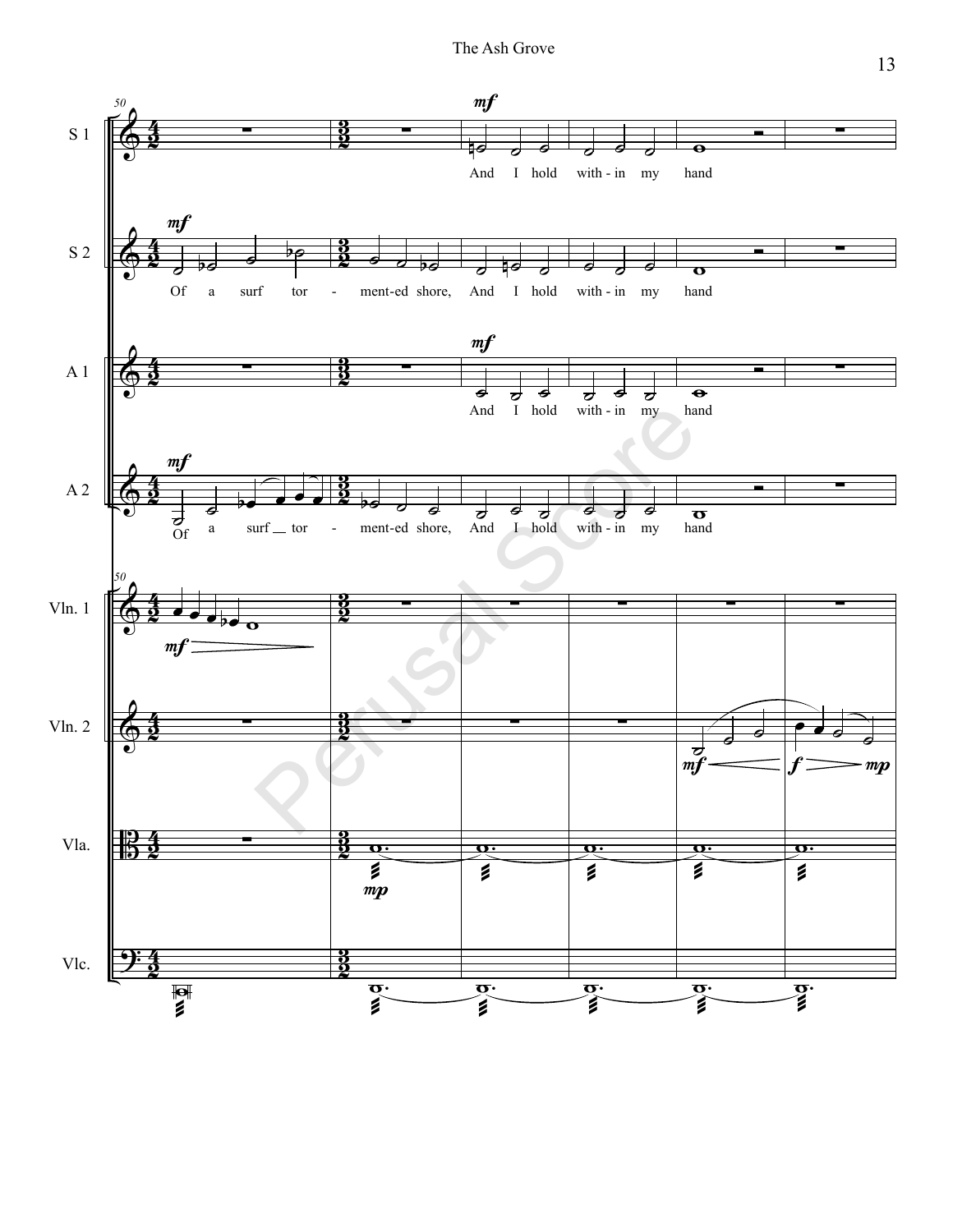S 1: And I hold with - in my hand

S 2: Of a surf tor - ment-ed shore, And I hold with - in my hand

A 1: And I hold with - in my hand

A 2: Of a surf tor - ment-ed shore, And I hold with - in my hand

Vln. 1

Vln. 2

Vla.

Vlc.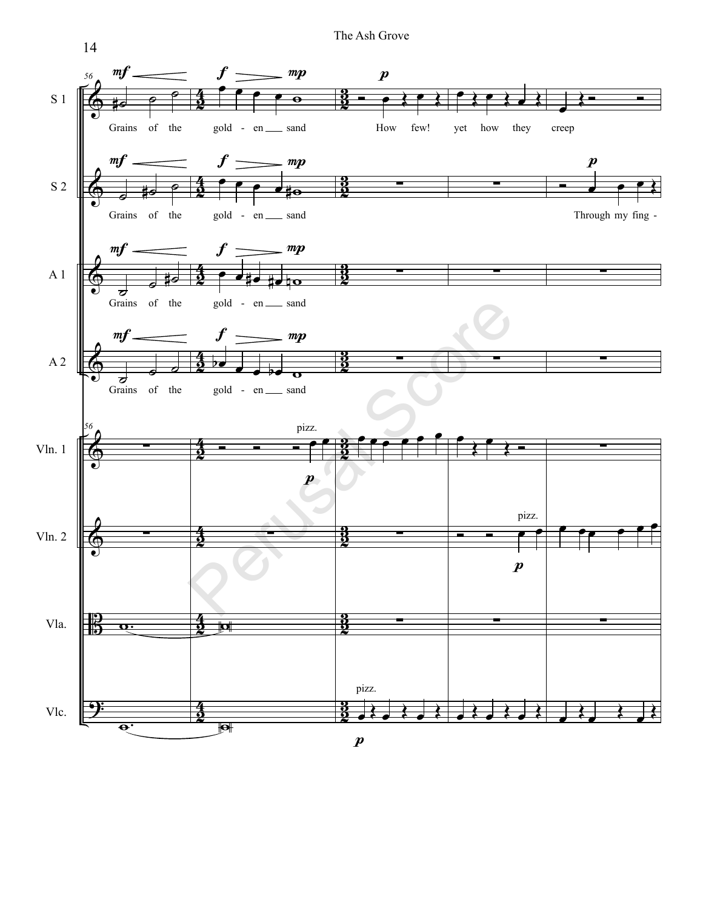S 1: Grains of the gold - en sand How few! yet how they creep

S 2: Grains of the gold - en sand Through my fing -

A 1: Grains of the gold - en sand

A 2: Grains of the gold - en sand

Vln. 1: pizz.

Vln. 2: pizz.

Vla.

Vlc.: pizz.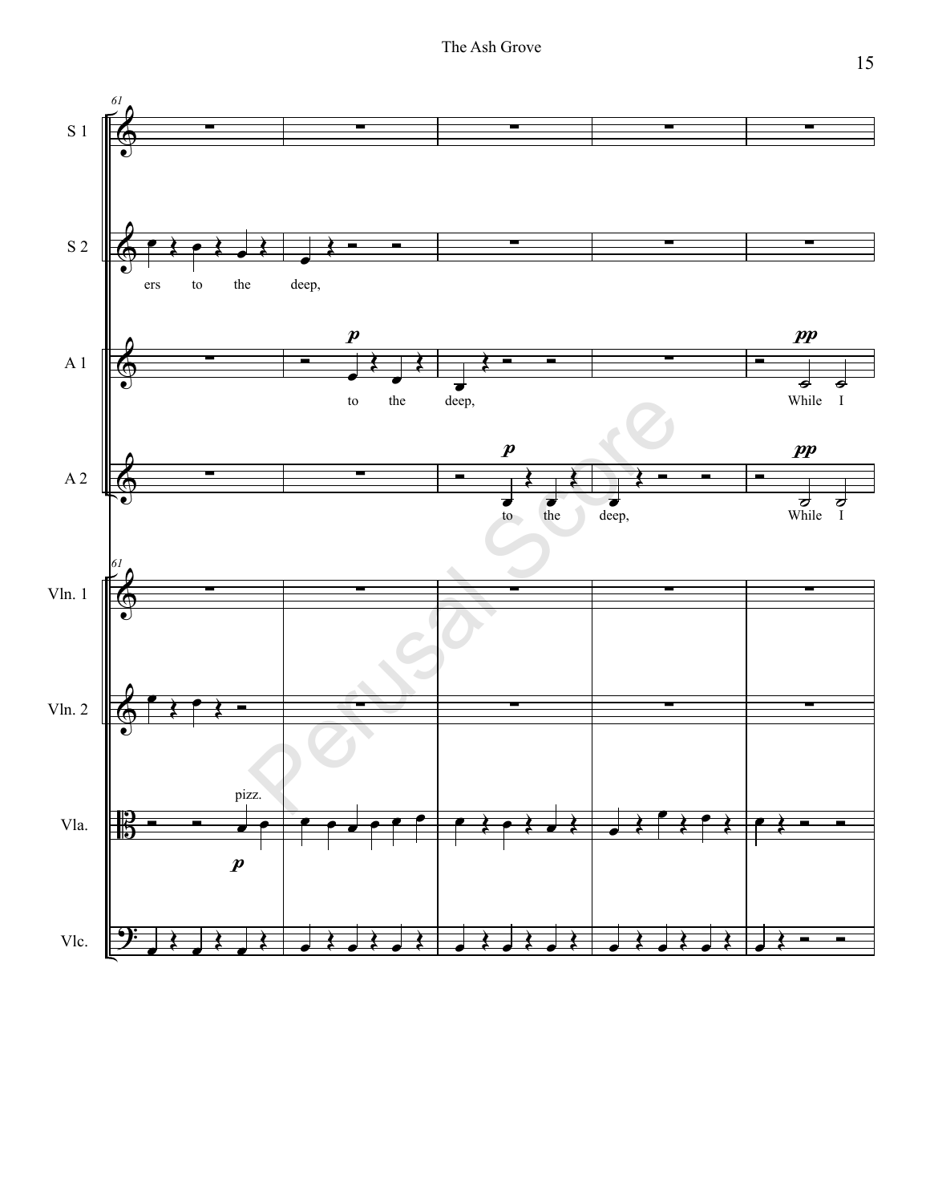S 1

S 2: ers to the deep,

A 1: *p* to the deep, *pp* While I

A 2: *p* to the deep, *pp* While I

Vln. 1

Vln. 2

Vla. pizz. *p*

Vlc.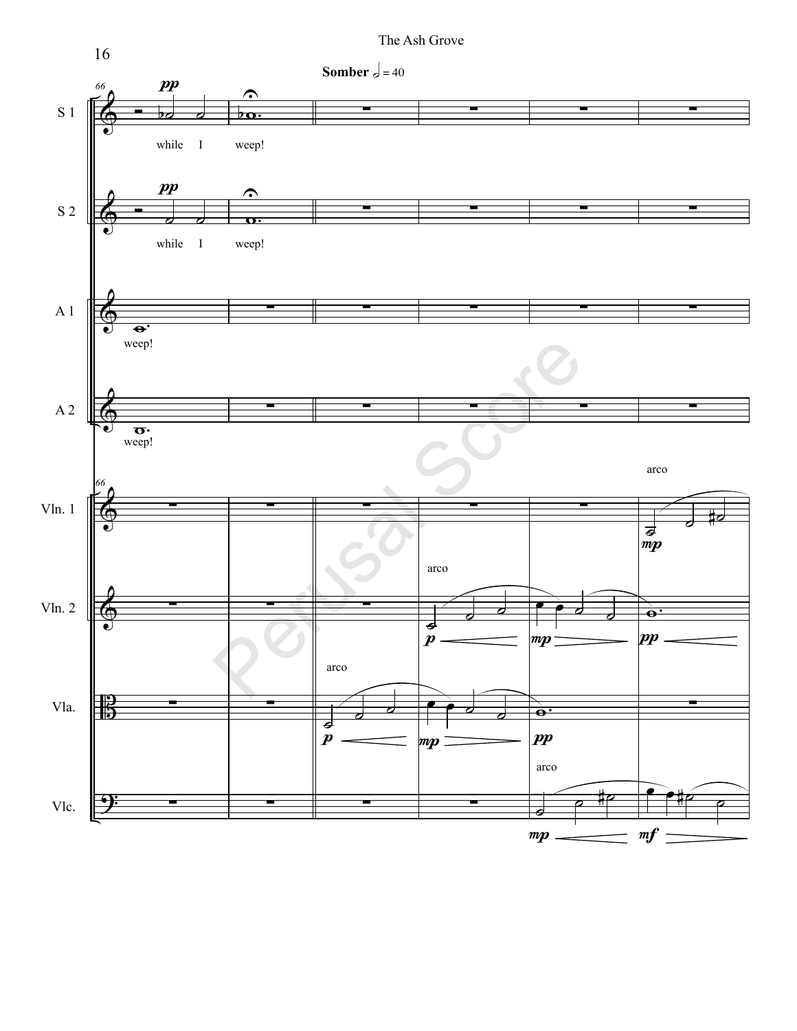**Somber** 𝅗𝅥 = 40

while I weep!

while I weep!

weep!

weep!

arco

arco

arco

arco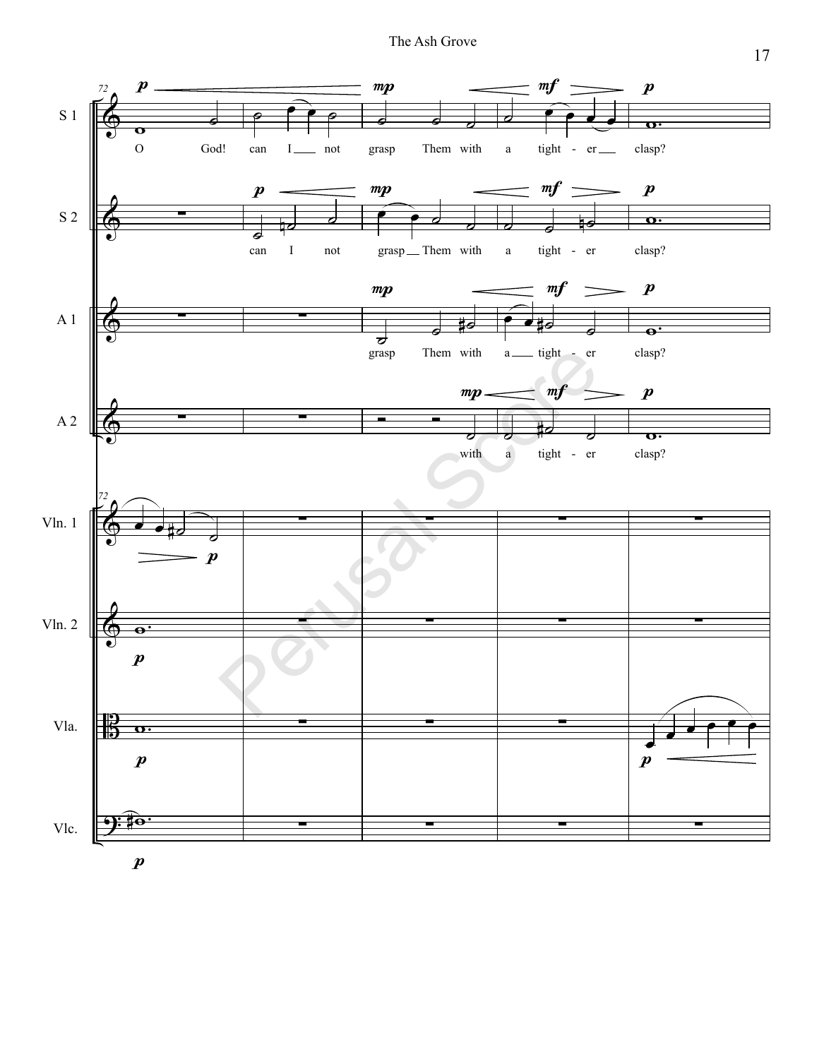S 1: O God! can I not grasp Them with a tight - er clasp?

S 2: can I not grasp Them with a tight - er clasp?

A 1: grasp Them with a tight - er clasp?

A 2: with a tight - er clasp?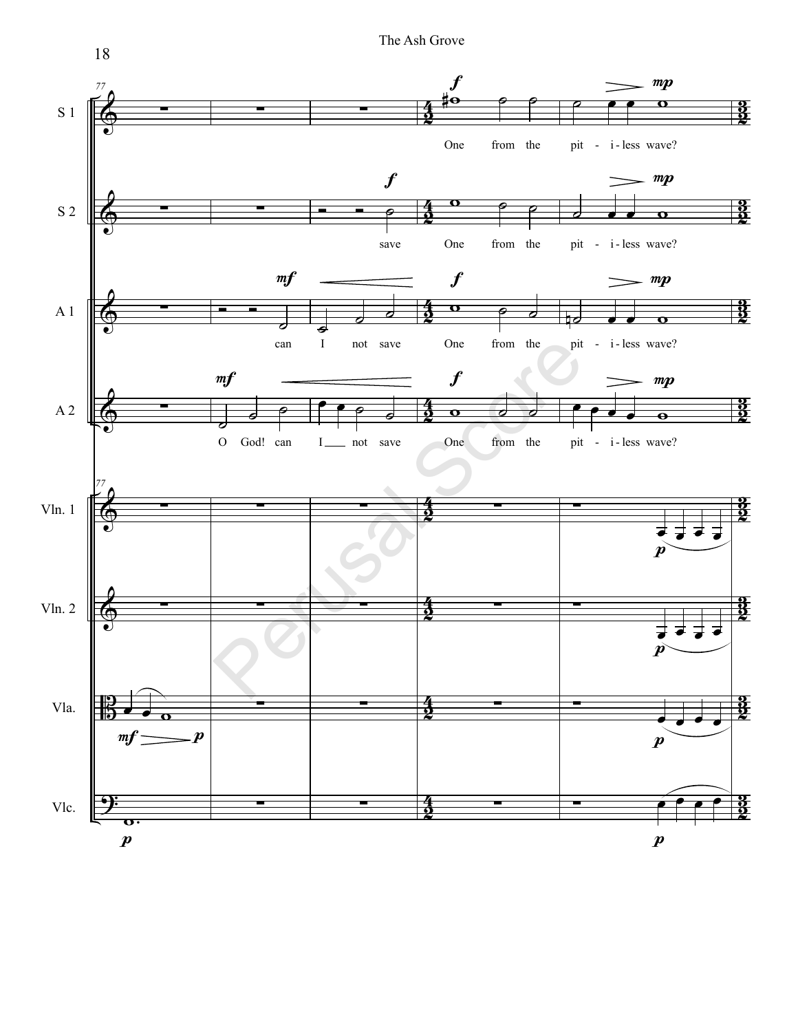S 1: One from the pit - i - less wave?

S 2: save One from the pit - i - less wave?

A 1: can I not save One from the pit - i - less wave?

A 2: O God! can I not save One from the pit - i - less wave?

Vln. 1

Vln. 2

Vla.

Vlc.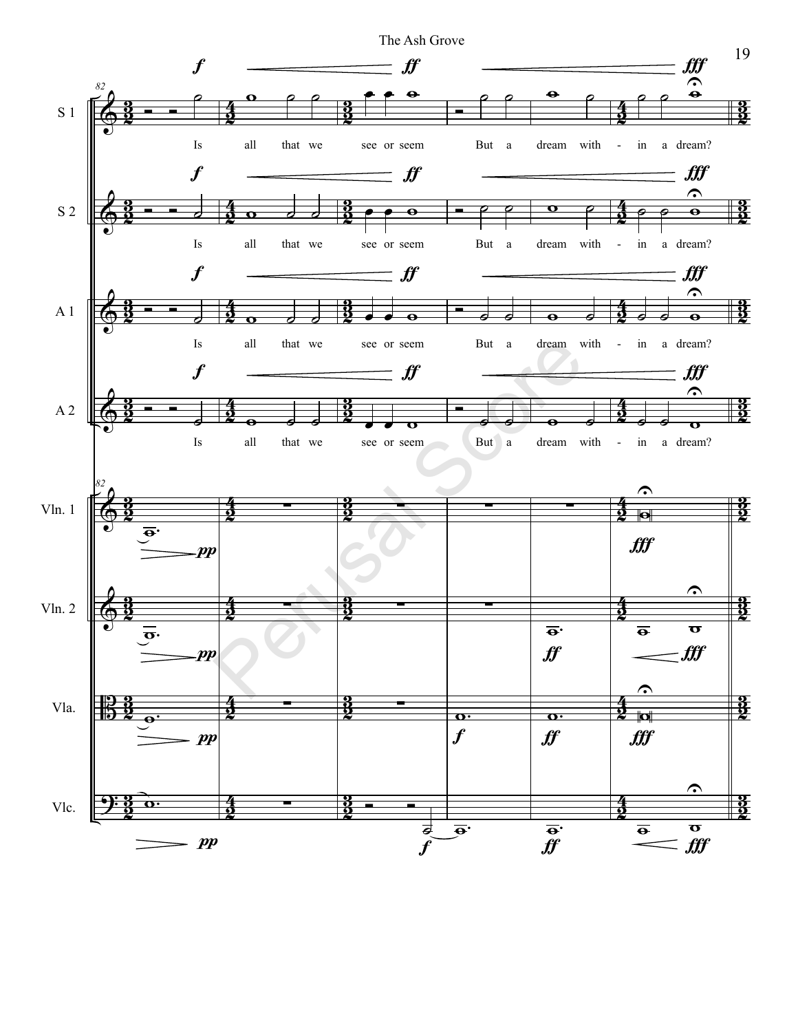S 1: Is all that we see or seem But a dream with - in a dream?

S 2: Is all that we see or seem But a dream with - in a dream?

A 1: Is all that we see or seem But a dream with - in a dream?

A 2: Is all that we see or seem But a dream with - in a dream?

Vln. 1

Vln. 2

Vla.

Vlc.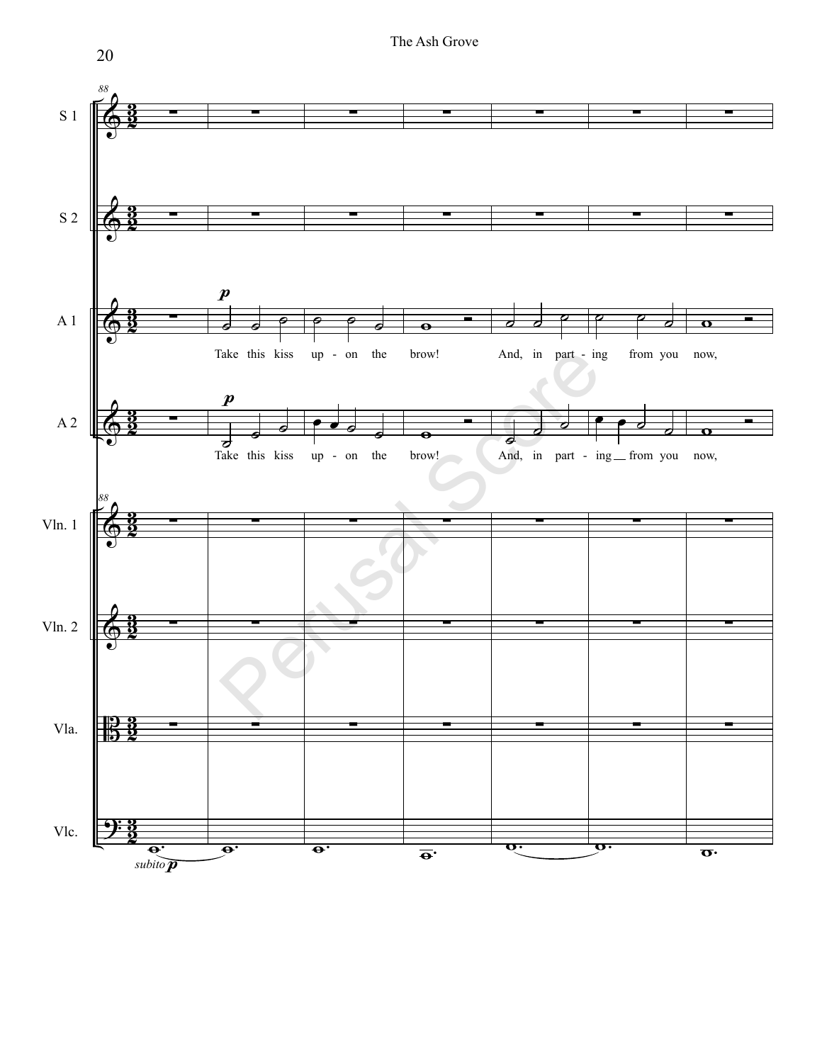88

S 1

S 2

A 1 *p*

Take this kiss up - on the brow! And, in part - ing from you now,

A 2 *p*

Take this kiss up - on the brow! And, in part - ing from you now,

Vln. 1

Vln. 2

Vla.

Vlc. *subito p*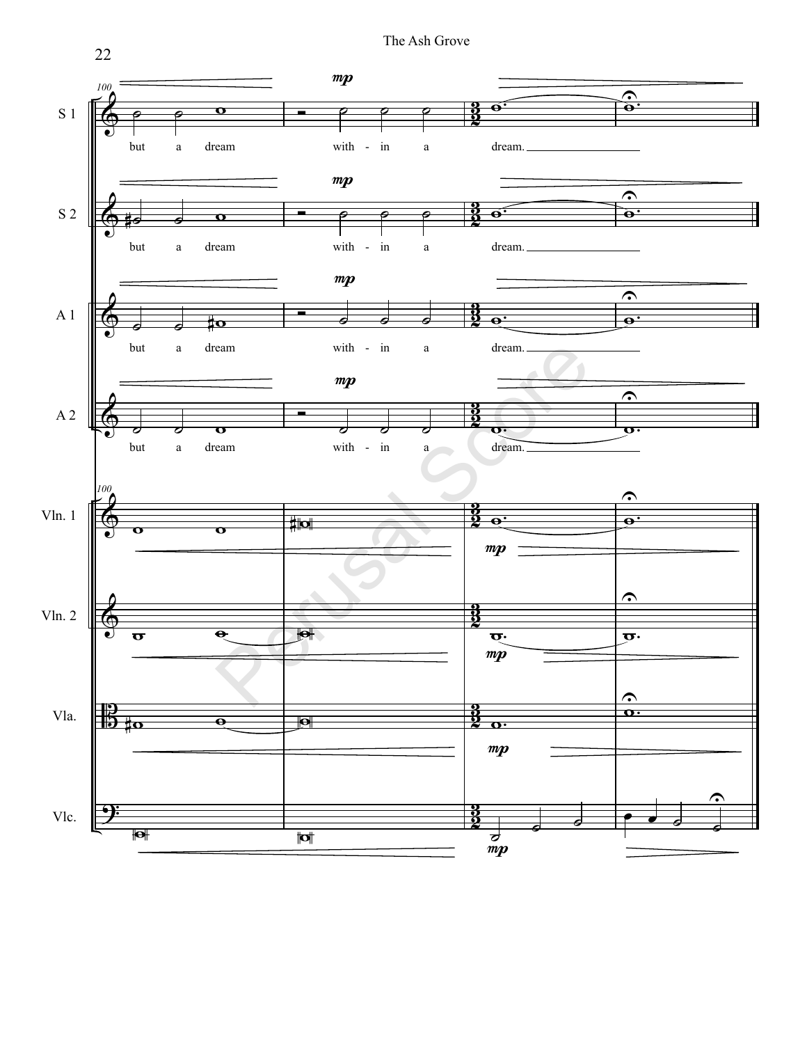but a dream with - in a dream.

but a dream with - in a dream.

but a dream with - in a dream.

but a dream with - in a dream.